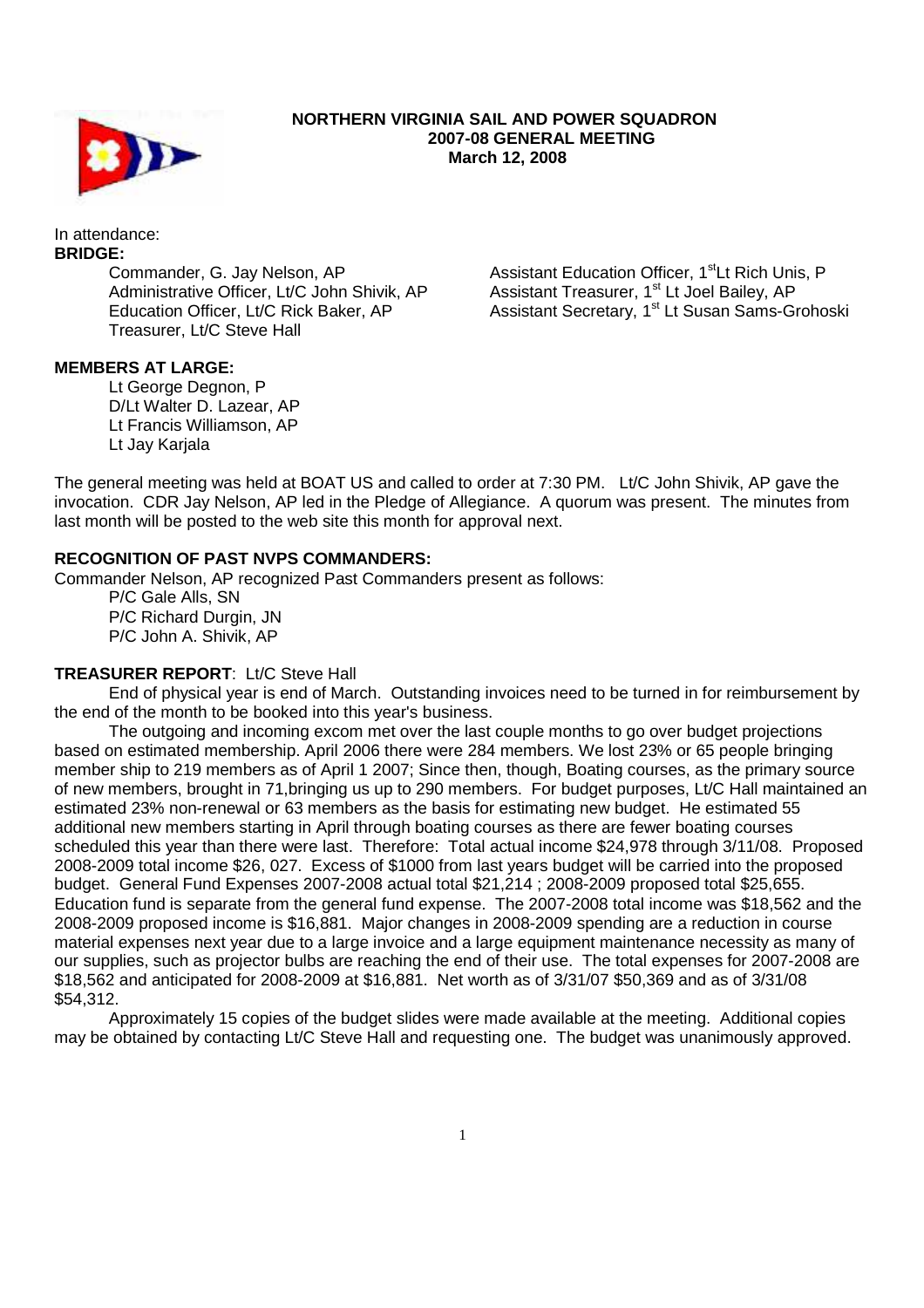**NORTHERN VIRGINIA SAIL AND POWER SQUADRON**
**2007-08 GENERAL MEETING**
**March 12, 2008**

In attendance:

**BRIDGE:**

Commander, G. Jay Nelson, AP
Administrative Officer, Lt/C John Shivik, AP
Education Officer, Lt/C Rick Baker, AP
Treasurer, Lt/C Steve Hall
Assistant Education Officer, 1st Lt Rich Unis, P
Assistant Treasurer, 1st Lt Joel Bailey, AP
Assistant Secretary, 1st Lt Susan Sams-Grohoski

**MEMBERS AT LARGE:**

Lt George Degnon, P
D/Lt Walter D. Lazear, AP
Lt Francis Williamson, AP
Lt Jay Karjala

The general meeting was held at BOAT US and called to order at 7:30 PM. Lt/C John Shivik, AP gave the invocation. CDR Jay Nelson, AP led in the Pledge of Allegiance. A quorum was present. The minutes from last month will be posted to the web site this month for approval next.

**RECOGNITION OF PAST NVPS COMMANDERS:**

Commander Nelson, AP recognized Past Commanders present as follows:

P/C Gale Alls, SN
P/C Richard Durgin, JN
P/C John A. Shivik, AP

**TREASURER REPORT**: Lt/C Steve Hall

End of physical year is end of March. Outstanding invoices need to be turned in for reimbursement by the end of the month to be booked into this year's business.

The outgoing and incoming excom met over the last couple months to go over budget projections based on estimated membership. April 2006 there were 284 members. We lost 23% or 65 people bringing member ship to 219 members as of April 1 2007; Since then, though, Boating courses, as the primary source of new members, brought in 71,bringing us up to 290 members. For budget purposes, Lt/C Hall maintained an estimated 23% non-renewal or 63 members as the basis for estimating new budget. He estimated 55 additional new members starting in April through boating courses as there are fewer boating courses scheduled this year than there were last. Therefore: Total actual income $24,978 through 3/11/08. Proposed 2008-2009 total income $26, 027. Excess of $1000 from last years budget will be carried into the proposed budget. General Fund Expenses 2007-2008 actual total $21,214 ; 2008-2009 proposed total $25,655. Education fund is separate from the general fund expense. The 2007-2008 total income was $18,562 and the 2008-2009 proposed income is $16,881. Major changes in 2008-2009 spending are a reduction in course material expenses next year due to a large invoice and a large equipment maintenance necessity as many of our supplies, such as projector bulbs are reaching the end of their use. The total expenses for 2007-2008 are $18,562 and anticipated for 2008-2009 at $16,881. Net worth as of 3/31/07 $50,369 and as of 3/31/08 $54,312.

Approximately 15 copies of the budget slides were made available at the meeting. Additional copies may be obtained by contacting Lt/C Steve Hall and requesting one. The budget was unanimously approved.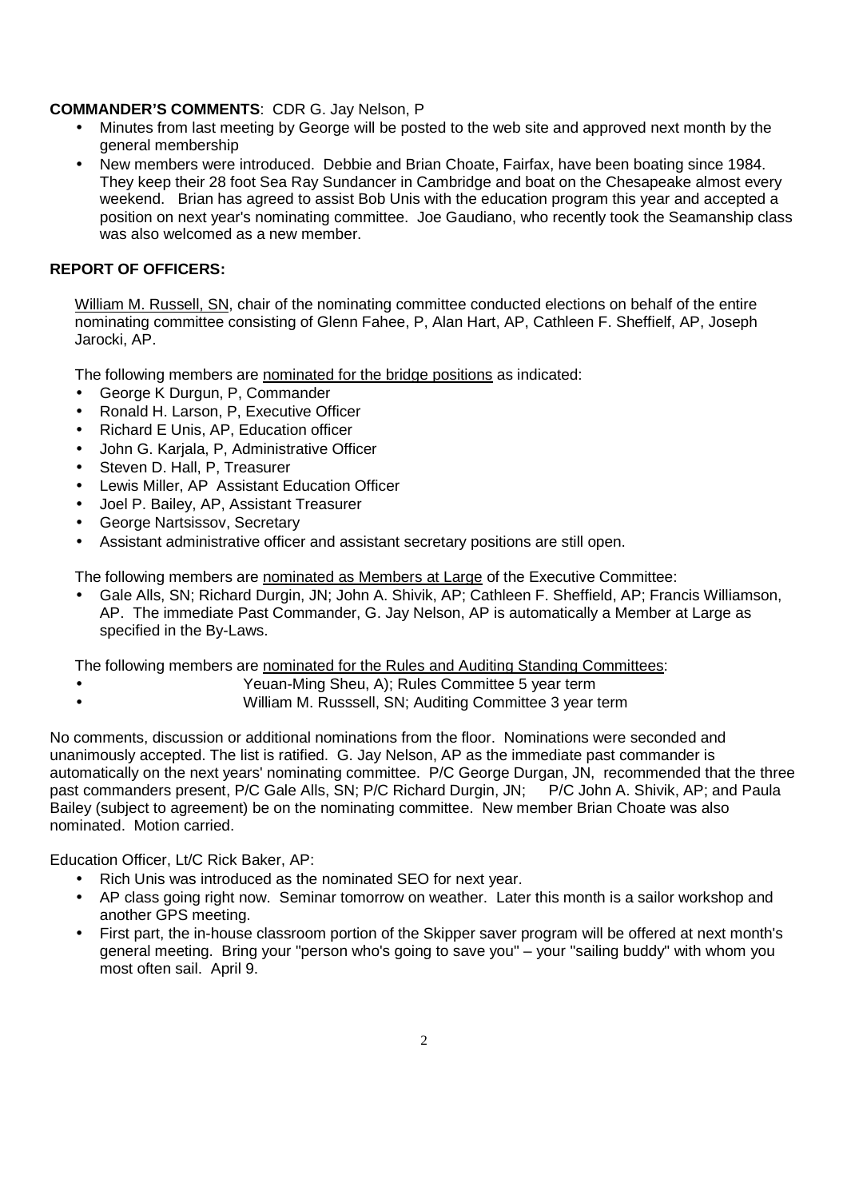**COMMANDER'S COMMENTS**: CDR G. Jay Nelson, P

- Minutes from last meeting by George will be posted to the web site and approved next month by the general membership
- New members were introduced. Debbie and Brian Choate, Fairfax, have been boating since 1984. They keep their 28 foot Sea Ray Sundancer in Cambridge and boat on the Chesapeake almost every weekend. Brian has agreed to assist Bob Unis with the education program this year and accepted a position on next year's nominating committee. Joe Gaudiano, who recently took the Seamanship class was also welcomed as a new member.

**REPORT OF OFFICERS:**

William M. Russell, SN, chair of the nominating committee conducted elections on behalf of the entire nominating committee consisting of Glenn Fahee, P, Alan Hart, AP, Cathleen F. Sheffielf, AP, Joseph Jarocki, AP.

The following members are nominated for the bridge positions as indicated:

- George K Durgun, P, Commander
- Ronald H. Larson, P, Executive Officer
- Richard E Unis, AP, Education officer
- John G. Karjala, P, Administrative Officer
- Steven D. Hall, P, Treasurer
- Lewis Miller, AP Assistant Education Officer
- Joel P. Bailey, AP, Assistant Treasurer
- George Nartsissov, Secretary
- Assistant administrative officer and assistant secretary positions are still open.

The following members are nominated as Members at Large of the Executive Committee:

- Gale Alls, SN; Richard Durgin, JN; John A. Shivik, AP; Cathleen F. Sheffield, AP; Francis Williamson, AP. The immediate Past Commander, G. Jay Nelson, AP is automatically a Member at Large as specified in the By-Laws.

The following members are nominated for the Rules and Auditing Standing Committees:

- Yeuan-Ming Sheu, A); Rules Committee 5 year term
- William M. Russsell, SN; Auditing Committee 3 year term

No comments, discussion or additional nominations from the floor. Nominations were seconded and unanimously accepted. The list is ratified. G. Jay Nelson, AP as the immediate past commander is automatically on the next years' nominating committee. P/C George Durgan, JN, recommended that the three past commanders present, P/C Gale Alls, SN; P/C Richard Durgin, JN; P/C John A. Shivik, AP; and Paula Bailey (subject to agreement) be on the nominating committee. New member Brian Choate was also nominated. Motion carried.

Education Officer, Lt/C Rick Baker, AP:

- Rich Unis was introduced as the nominated SEO for next year.
- AP class going right now. Seminar tomorrow on weather. Later this month is a sailor workshop and another GPS meeting.
- First part, the in-house classroom portion of the Skipper saver program will be offered at next month's general meeting. Bring your "person who's going to save you" – your "sailing buddy" with whom you most often sail. April 9.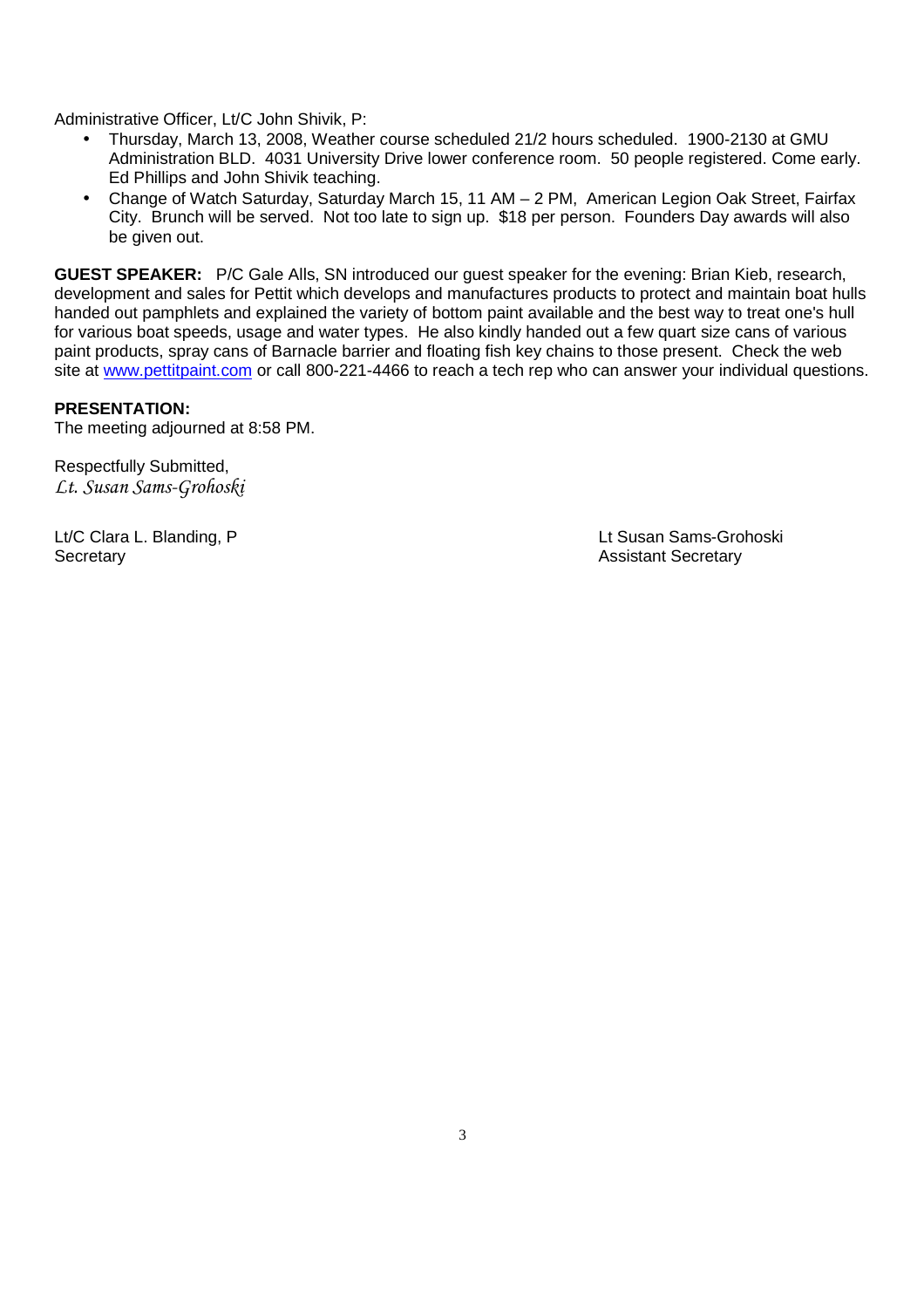Administrative Officer, Lt/C John Shivik, P:

- Thursday, March 13, 2008, Weather course scheduled 21/2 hours scheduled. 1900-2130 at GMU Administration BLD. 4031 University Drive lower conference room. 50 people registered. Come early. Ed Phillips and John Shivik teaching.
- Change of Watch Saturday, Saturday March 15, 11 AM – 2 PM, American Legion Oak Street, Fairfax City. Brunch will be served. Not too late to sign up. $18 per person. Founders Day awards will also be given out.

**GUEST SPEAKER:** P/C Gale Alls, SN introduced our guest speaker for the evening: Brian Kieb, research, development and sales for Pettit which develops and manufactures products to protect and maintain boat hulls handed out pamphlets and explained the variety of bottom paint available and the best way to treat one's hull for various boat speeds, usage and water types. He also kindly handed out a few quart size cans of various paint products, spray cans of Barnacle barrier and floating fish key chains to those present. Check the web site at www.pettitpaint.com or call 800-221-4466 to reach a tech rep who can answer your individual questions.

**PRESENTATION:**

The meeting adjourned at 8:58 PM.

Respectfully Submitted,
*Lt. Susan Sams-Grohoski*

Lt/C Clara L. Blanding, P
Secretary

Lt Susan Sams-Grohoski
Assistant Secretary